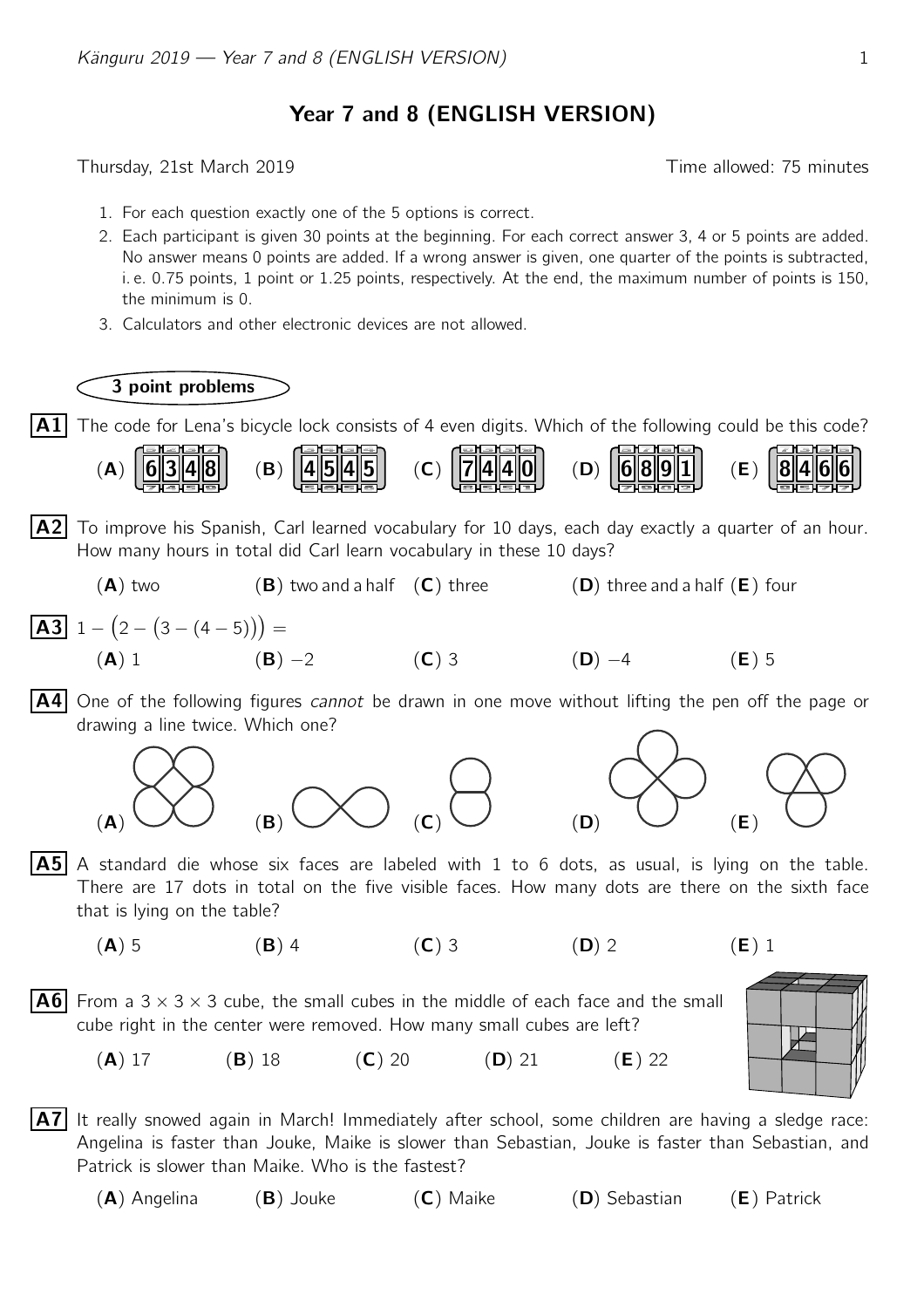# Year 7 and 8 (ENGLISH VERSION)

Thursday, 21st March 2019 Time allowed: 75 minutes

1. For each question exactly one of the 5 options is correct.
2. Each participant is given 30 points at the beginning. For each correct answer 3, 4 or 5 points are added. No answer means 0 points are added. If a wrong answer is given, one quarter of the points is subtracted, i. e. 0.75 points, 1 point or 1.25 points, respectively. At the end, the maximum number of points is 150, the minimum is 0.
3. Calculators and other electronic devices are not allowed.

## 3 point problems

**A1** The code for Lena's bicycle lock consists of 4 even digits. Which of the following could be this code?

(**A**) 6348 (**B**) 4545 (**C**) 7440 (**D**) 6891 (**E**) 8466

**A2** To improve his Spanish, Carl learned vocabulary for 10 days, each day exactly a quarter of an hour. How many hours in total did Carl learn vocabulary in these 10 days?

(**A**) two (**B**) two and a half (**C**) three (**D**) three and a half (**E**) four

**A3** $1 - \big(2 - \big(3 - (4 - 5)\big)\big) =$

(**A**) 1 (**B**) $-2$ (**C**) 3 (**D**) $-4$ (**E**) 5

**A4** One of the following figures *cannot* be drawn in one move without lifting the pen off the page or drawing a line twice. Which one?

(**A**) (**B**) (**C**) (**D**) (**E**)

**A5** A standard die whose six faces are labeled with 1 to 6 dots, as usual, is lying on the table. There are 17 dots in total on the five visible faces. How many dots are there on the sixth face that is lying on the table?

(**A**) 5 (**B**) 4 (**C**) 3 (**D**) 2 (**E**) 1

**A6** From a $3 \times 3 \times 3$ cube, the small cubes in the middle of each face and the small cube right in the center were removed. How many small cubes are left?

(**A**) 17 (**B**) 18 (**C**) 20 (**D**) 21 (**E**) 22

**A7** It really snowed again in March! Immediately after school, some children are having a sledge race: Angelina is faster than Jouke, Maike is slower than Sebastian, Jouke is faster than Sebastian, and Patrick is slower than Maike. Who is the fastest?

(**A**) Angelina (**B**) Jouke (**C**) Maike (**D**) Sebastian (**E**) Patrick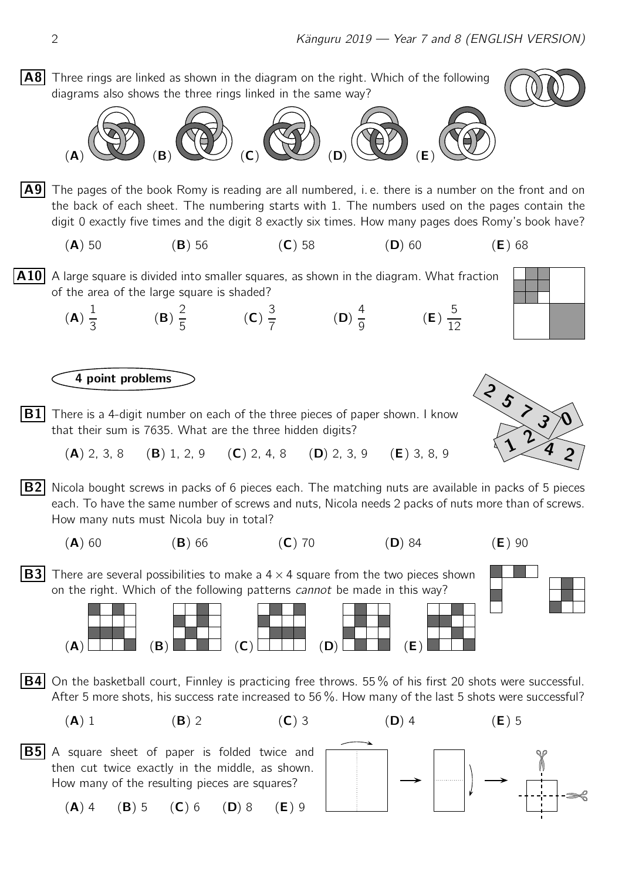**A8** Three rings are linked as shown in the diagram on the right. Which of the following diagrams also shows the three rings linked in the same way?

(**A**) (**B**) (**C**) (**D**) (**E**)

**A9** The pages of the book Romy is reading are all numbered, i. e. there is a number on the front and on the back of each sheet. The numbering starts with 1. The numbers used on the pages contain the digit 0 exactly five times and the digit 8 exactly six times. How many pages does Romy's book have?

(**A**) 50 (**B**) 56 (**C**) 58 (**D**) 60 (**E**) 68

**A10** A large square is divided into smaller squares, as shown in the diagram. What fraction of the area of the large square is shaded?

(**A**) $\frac{1}{3}$ (**B**) $\frac{2}{5}$ (**C**) $\frac{3}{7}$ (**D**) $\frac{4}{9}$ (**E**) $\frac{5}{12}$

## 4 point problems

**B1** There is a 4-digit number on each of the three pieces of paper shown. I know that their sum is 7635. What are the three hidden digits?

(**A**) 2, 3, 8 (**B**) 1, 2, 9 (**C**) 2, 4, 8 (**D**) 2, 3, 9 (**E**) 3, 8, 9

**B2** Nicola bought screws in packs of 6 pieces each. The matching nuts are available in packs of 5 pieces each. To have the same number of screws and nuts, Nicola needs 2 packs of nuts more than of screws. How many nuts must Nicola buy in total?

(**A**) 60 (**B**) 66 (**C**) 70 (**D**) 84 (**E**) 90

**B3** There are several possibilities to make a $4 \times 4$ square from the two pieces shown on the right. Which of the following patterns *cannot* be made in this way?

(**A**) (**B**) (**C**) (**D**) (**E**)

**B4** On the basketball court, Finnley is practicing free throws. 55 % of his first 20 shots were successful. After 5 more shots, his success rate increased to 56 %. How many of the last 5 shots were successful?

(**A**) 1 (**B**) 2 (**C**) 3 (**D**) 4 (**E**) 5

**B5** A square sheet of paper is folded twice and then cut twice exactly in the middle, as shown. How many of the resulting pieces are squares?

(**A**) 4 (**B**) 5 (**C**) 6 (**D**) 8 (**E**) 9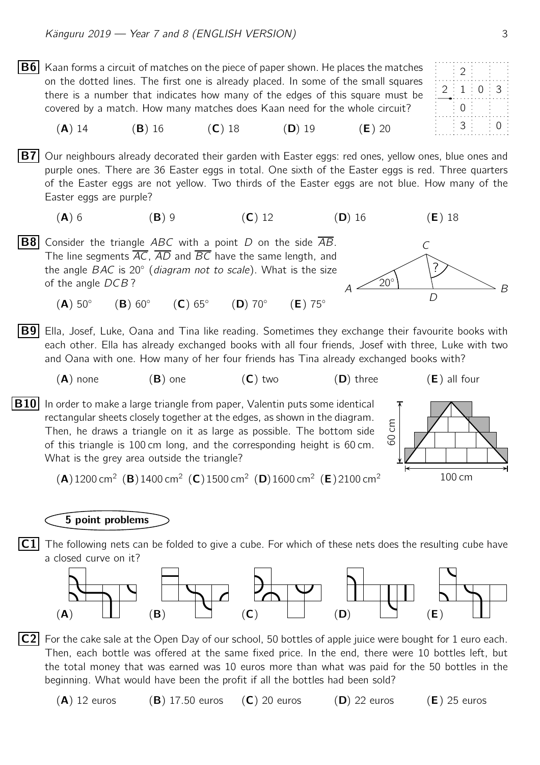**B6** Kaan forms a circuit of matches on the piece of paper shown. He places the matches on the dotted lines. The first one is already placed. In some of the small squares there is a number that indicates how many of the edges of this square must be covered by a match. How many matches does Kaan need for the whole circuit?

| | | | |
|---|---|---|---|
| | 2 | | |
| 2 | 1 | 0 | 3 |
| | 0 | | |
| | 3 | | 0 |

(**A**) 14 (**B**) 16 (**C**) 18 (**D**) 19 (**E**) 20

**B7** Our neighbours already decorated their garden with Easter eggs: red ones, yellow ones, blue ones and purple ones. There are 36 Easter eggs in total. One sixth of the Easter eggs is red. Three quarters of the Easter eggs are not yellow. Two thirds of the Easter eggs are not blue. How many of the Easter eggs are purple?

(**A**) 6 (**B**) 9 (**C**) 12 (**D**) 16 (**E**) 18

**B8** Consider the triangle $ABC$ with a point $D$ on the side $\overline{AB}$. The line segments $\overline{AC}$, $\overline{AD}$ and $\overline{BC}$ have the same length, and the angle $BAC$ is $20°$ (*diagram not to scale*). What is the size of the angle $DCB$?

(**A**) $50°$ (**B**) $60°$ (**C**) $65°$ (**D**) $70°$ (**E**) $75°$

**B9** Ella, Josef, Luke, Oana and Tina like reading. Sometimes they exchange their favourite books with each other. Ella has already exchanged books with all four friends, Josef with three, Luke with two and Oana with one. How many of her four friends has Tina already exchanged books with?

(**A**) none (**B**) one (**C**) two (**D**) three (**E**) all four

**B10** In order to make a large triangle from paper, Valentin puts some identical rectangular sheets closely together at the edges, as shown in the diagram. Then, he draws a triangle on it as large as possible. The bottom side of this triangle is 100 cm long, and the corresponding height is 60 cm. What is the grey area outside the triangle?

(**A**) $1200\,\text{cm}^2$ (**B**) $1400\,\text{cm}^2$ (**C**) $1500\,\text{cm}^2$ (**D**) $1600\,\text{cm}^2$ (**E**) $2100\,\text{cm}^2$

## 5 point problems

**C1** The following nets can be folded to give a cube. For which of these nets does the resulting cube have a closed curve on it?

(**A**) (**B**) (**C**) (**D**) (**E**)

**C2** For the cake sale at the Open Day of our school, 50 bottles of apple juice were bought for 1 euro each. Then, each bottle was offered at the same fixed price. In the end, there were 10 bottles left, but the total money that was earned was 10 euros more than what was paid for the 50 bottles in the beginning. What would have been the profit if all the bottles had been sold?

(**A**) 12 euros (**B**) 17.50 euros (**C**) 20 euros (**D**) 22 euros (**E**) 25 euros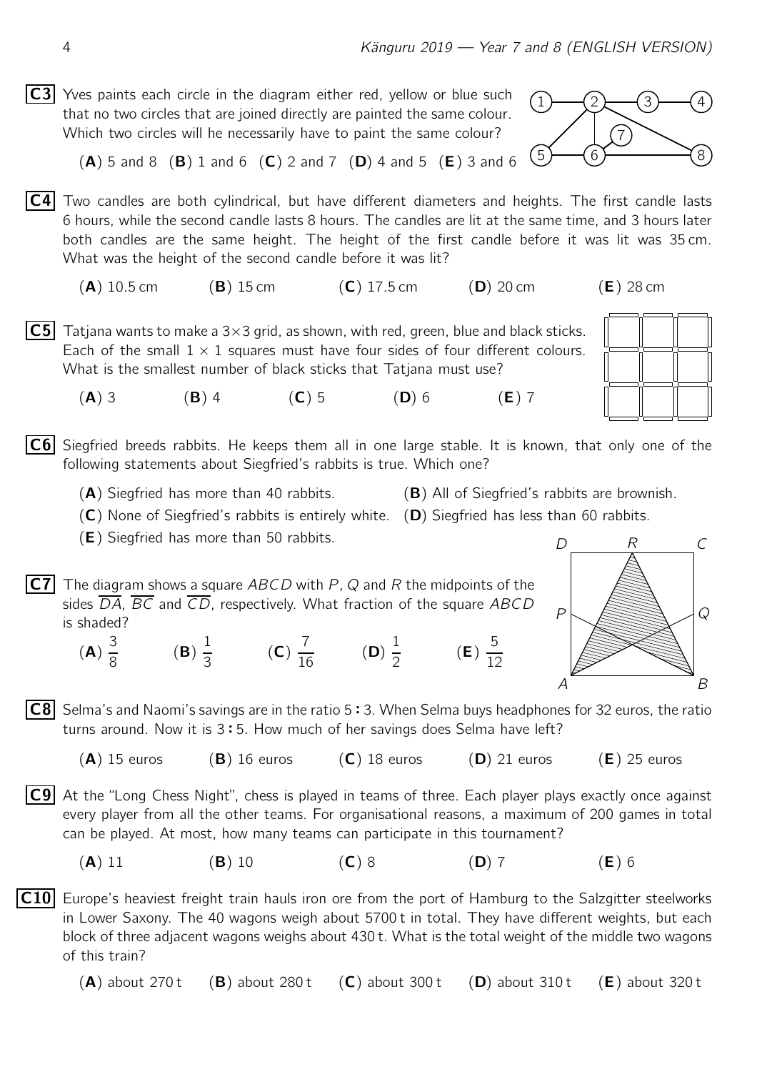**C3** Yves paints each circle in the diagram either red, yellow or blue such that no two circles that are joined directly are painted the same colour. Which two circles will he necessarily have to paint the same colour?

(**A**) 5 and 8 (**B**) 1 and 6 (**C**) 2 and 7 (**D**) 4 and 5 (**E**) 3 and 6

**C4** Two candles are both cylindrical, but have different diameters and heights. The first candle lasts 6 hours, while the second candle lasts 8 hours. The candles are lit at the same time, and 3 hours later both candles are the same height. The height of the first candle before it was lit was 35 cm. What was the height of the second candle before it was lit?

(**A**) 10.5 cm (**B**) 15 cm (**C**) 17.5 cm (**D**) 20 cm (**E**) 28 cm

**C5** Tatjana wants to make a $3\times3$ grid, as shown, with red, green, blue and black sticks. Each of the small $1 \times 1$ squares must have four sides of four different colours. What is the smallest number of black sticks that Tatjana must use?

(**A**) 3 (**B**) 4 (**C**) 5 (**D**) 6 (**E**) 7

**C6** Siegfried breeds rabbits. He keeps them all in one large stable. It is known, that only one of the following statements about Siegfried's rabbits is true. Which one?

(**A**) Siegfried has more than 40 rabbits.
(**B**) All of Siegfried's rabbits are brownish.
(**C**) None of Siegfried's rabbits is entirely white.
(**D**) Siegfried has less than 60 rabbits.
(**E**) Siegfried has more than 50 rabbits.

**C7** The diagram shows a square $ABCD$ with $P$, $Q$ and $R$ the midpoints of the sides $\overline{DA}$, $\overline{BC}$ and $\overline{CD}$, respectively. What fraction of the square $ABCD$ is shaded?

(**A**) $\frac{3}{8}$ (**B**) $\frac{1}{3}$ (**C**) $\frac{7}{16}$ (**D**) $\frac{1}{2}$ (**E**) $\frac{5}{12}$

**C8** Selma's and Naomi's savings are in the ratio 5 : 3. When Selma buys headphones for 32 euros, the ratio turns around. Now it is 3 : 5. How much of her savings does Selma have left?

(**A**) 15 euros (**B**) 16 euros (**C**) 18 euros (**D**) 21 euros (**E**) 25 euros

**C9** At the "Long Chess Night", chess is played in teams of three. Each player plays exactly once against every player from all the other teams. For organisational reasons, a maximum of 200 games in total can be played. At most, how many teams can participate in this tournament?

(**A**) 11 (**B**) 10 (**C**) 8 (**D**) 7 (**E**) 6

**C10** Europe's heaviest freight train hauls iron ore from the port of Hamburg to the Salzgitter steelworks in Lower Saxony. The 40 wagons weigh about 5700 t in total. They have different weights, but each block of three adjacent wagons weighs about 430 t. What is the total weight of the middle two wagons of this train?

(**A**) about 270 t (**B**) about 280 t (**C**) about 300 t (**D**) about 310 t (**E**) about 320 t